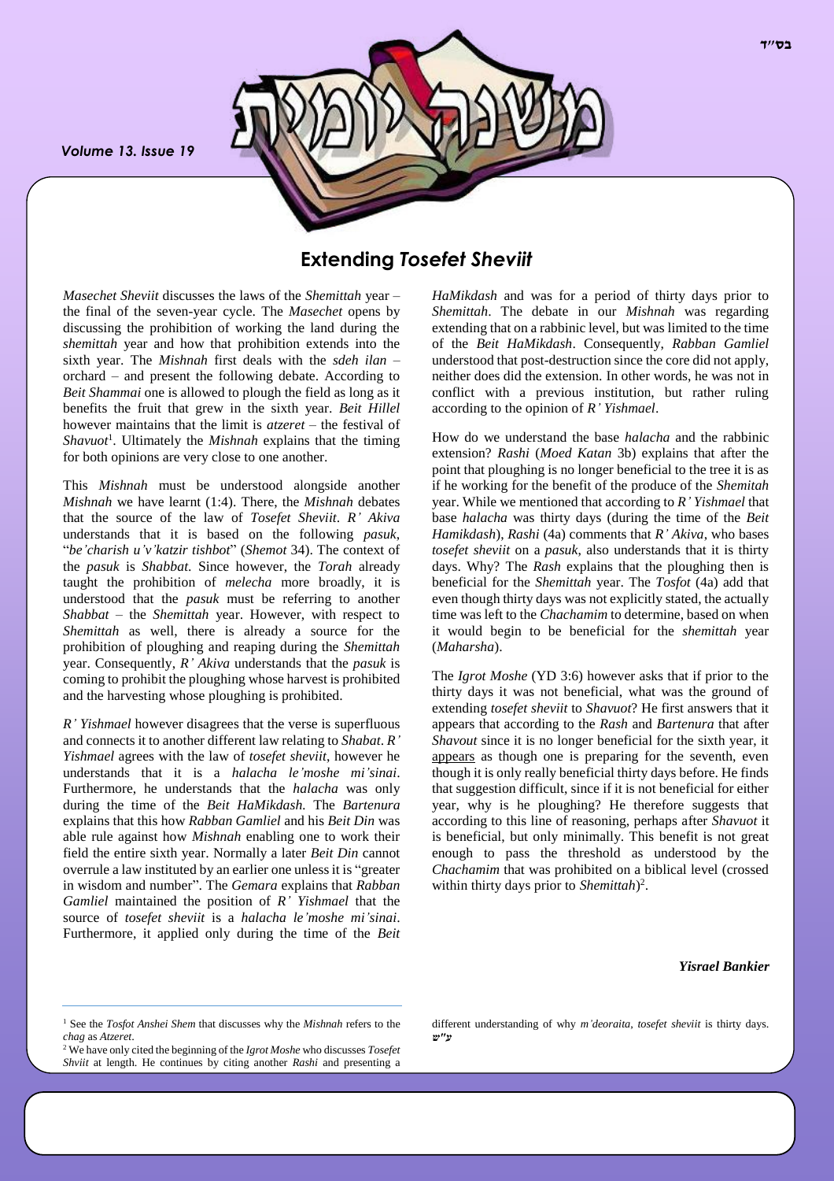# Extending *Tosefet Sheviit*

*Masechet Sheviit* discusses the laws of the *Shemittah* year – the final of the seven-year cycle. The *Masechet* opens by discussing the prohibition of working the land during the *shemittah* year and how that prohibition extends into the sixth year. The *Mishnah* first deals with the *sdeh ilan* – orchard – and present the following debate. According to *Beit Shammai* one is allowed to plough the field as long as it benefits the fruit that grew in the sixth year. *Beit Hillel* however maintains that the limit is *atzeret* – the festival of *Shavuot*[1]. Ultimately the *Mishnah* explains that the timing for both opinions are very close to one another.

This *Mishnah* must be understood alongside another *Mishnah* we have learnt (1:4). There, the *Mishnah* debates that the source of the law of *Tosefet Sheviit*. *R' Akiva* understands that it is based on the following *pasuk*, "*be'charish u'v'katzir tishbot*" (*Shemot* 34). The context of the *pasuk* is *Shabbat.* Since however, the *Torah* already taught the prohibition of *melecha* more broadly, it is understood that the *pasuk* must be referring to another *Shabbat* – the *Shemittah* year. However, with respect to *Shemittah* as well, there is already a source for the prohibition of ploughing and reaping during the *Shemittah* year. Consequently, *R' Akiva* understands that the *pasuk* is coming to prohibit the ploughing whose harvest is prohibited and the harvesting whose ploughing is prohibited.

*R' Yishmael* however disagrees that the verse is superfluous and connects it to another different law relating to *Shabat*. *R' Yishmael* agrees with the law of *tosefet sheviit*, however he understands that it is a *halacha le'moshe mi'sinai*. Furthermore, he understands that the *halacha* was only during the time of the *Beit HaMikdash.* The *Bartenura* explains that this how *Rabban Gamliel* and his *Beit Din* was able rule against how *Mishnah* enabling one to work their field the entire sixth year. Normally a later *Beit Din* cannot overrule a law instituted by an earlier one unless it is "greater in wisdom and number". The *Gemara* explains that *Rabban Gamliel* maintained the position of *R' Yishmael* that the source of *tosefet sheviit* is a *halacha le'moshe mi'sinai*. Furthermore, it applied only during the time of the *Beit HaMikdash* and was for a period of thirty days prior to *Shemittah*. The debate in our *Mishnah* was regarding extending that on a rabbinic level, but was limited to the time of the *Beit HaMikdash*. Consequently, *Rabban Gamliel* understood that post-destruction since the core did not apply, neither does did the extension. In other words, he was not in conflict with a previous institution, but rather ruling according to the opinion of *R' Yishmael*.

How do we understand the base *halacha* and the rabbinic extension? *Rashi* (*Moed Katan* 3b) explains that after the point that ploughing is no longer beneficial to the tree it is as if he working for the benefit of the produce of the *Shemitah* year. While we mentioned that according to *R' Yishmael* that base *halacha* was thirty days (during the time of the *Beit Hamikdash*), *Rashi* (4a) comments that *R' Akiva*, who bases *tosefet sheviit* on a *pasuk*, also understands that it is thirty days. Why? The *Rash* explains that the ploughing then is beneficial for the *Shemittah* year. The *Tosfot* (4a) add that even though thirty days was not explicitly stated, the actually time was left to the *Chachamim* to determine, based on when it would begin to be beneficial for the *shemittah* year (*Maharsha*).

The *Igrot Moshe* (YD 3:6) however asks that if prior to the thirty days it was not beneficial, what was the ground of extending *tosefet sheviit* to *Shavuot*? He first answers that it appears that according to the *Rash* and *Bartenura* that after *Shavout* since it is no longer beneficial for the sixth year, it appears as though one is preparing for the seventh, even though it is only really beneficial thirty days before. He finds that suggestion difficult, since if it is not beneficial for either year, why is he ploughing? He therefore suggests that according to this line of reasoning, perhaps after *Shavuot* it is beneficial, but only minimally. This benefit is not great enough to pass the threshold as understood by the *Chachamim* that was prohibited on a biblical level (crossed within thirty days prior to *Shemittah*)[2].

***Yisrael Bankier***

---

[1] See the *Tosfot Anshei Shem* that discusses why the *Mishnah* refers to the *chag* as *Atzeret*.

[2] We have only cited the beginning of the *Igrot Moshe* who discusses *Tosefet Shviit* at length. He continues by citing another *Rashi* and presenting a different understanding of why *m'deoraita*, *tosefet sheviit* is thirty days. ***ע"ש***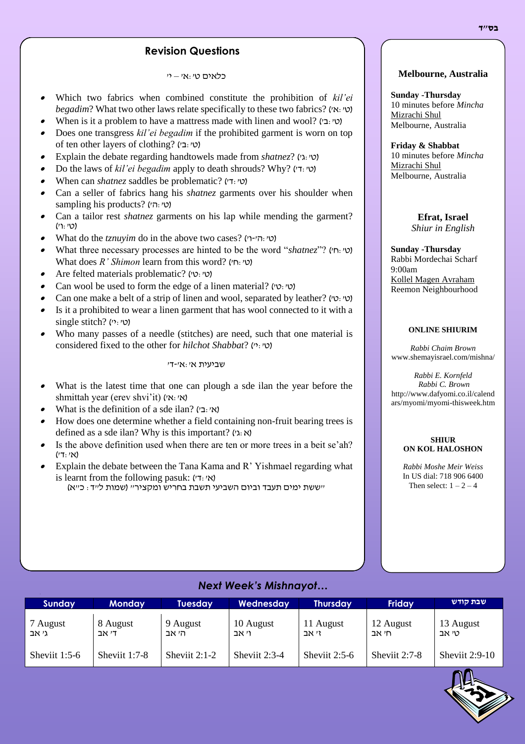## Revision Questions

כלאים ט׳:א׳ – י׳

- Which two fabrics when combined constitute the prohibition of *kil'ei begadim*? What two other laws relate specifically to these two fabrics? (ט׳:א׳)
- When is it a problem to have a mattress made with linen and wool? (ט׳:ב׳)
- Does one transgress *kil'ei begadim* if the prohibited garment is worn on top of ten other layers of clothing? (ט׳:ב׳)
- Explain the debate regarding handtowels made from *shatnez*? (ט׳:ג׳)
- Do the laws of *kil'ei begadim* apply to death shrouds? Why? (ט׳:ד׳)
- When can *shatnez* saddles be problematic? (ט׳:ד׳)
- Can a seller of fabrics hang his *shatnez* garments over his shoulder when sampling his products? (ט׳:ה׳)
- Can a tailor rest *shatnez* garments on his lap while mending the garment? (ט׳:ו׳)
- What do the *tznuyim* do in the above two cases? (ט׳:ה׳-ו׳)
- What three necessary processes are hinted to be the word "*shatnez*"? (ט׳:ח׳) What does *R' Shimon* learn from this word? (ט׳:ח׳)
- Are felted materials problematic? (ט׳:ט׳)
- Can wool be used to form the edge of a linen material? (ט׳:ט׳)
- Can one make a belt of a strip of linen and wool, separated by leather? (ט׳:ט׳)
- Is it a prohibited to wear a linen garment that has wool connected to it with a single stitch? (ט׳:י׳)
- Who many passes of a needle (stitches) are need, such that one material is considered fixed to the other for *hilchot Shabbat*? (ט׳:י׳)

שביעית א׳:א׳-ד׳

- What is the latest time that one can plough a sde ilan the year before the shmittah year (erev shvi'it) (א׳:א׳)
- What is the definition of a sde ilan? (א׳:ב׳)
- How does one determine whether a field containing non-fruit bearing trees is defined as a sde ilan? Why is this important? (א:ג׳)
- Is the above definition used when there are ten or more trees in a beit se'ah? (א׳:ד׳)
- Explain the debate between the Tana Kama and R' Yishmael regarding what is learnt from the following pasuk: (א׳:ד׳)
  "ששת ימים תעבד וביום השביעי תשבת בחריש ובקציר" (שמות ל"ד: כ"א)

**Melbourne, Australia**

**Sunday -Thursday**
10 minutes before *Mincha*
Mizrachi Shul
Melbourne, Australia

**Friday & Shabbat**
10 minutes before *Mincha*
Mizrachi Shul
Melbourne, Australia

**Efrat, Israel**
*Shiur in English*

**Sunday -Thursday**
Rabbi Mordechai Scharf
9:00am
Kollel Magen Avraham
Reemon Neighbourhood

**ONLINE SHIURIM**

*Rabbi Chaim Brown*
www.shemayisrael.com/mishna/

*Rabbi E. Kornfeld*
*Rabbi C. Brown*
http://www.dafyomi.co.il/calendars/myomi/myomi-thisweek.htm

**SHIUR ON KOL HALOSHON**

*Rabbi Moshe Meir Weiss*
In US dial: 718 906 6400
Then select: 1 – 2 – 4

### *Next Week's Mishnayot…*

| Sunday | Monday | Tuesday | Wednesday | Thursday | Friday | שבת קודש |
|---|---|---|---|---|---|---|
| 7 August ג׳ אב | 8 August ד׳ אב | 9 August ה׳ אב | 10 August ו׳ אב | 11 August ז׳ אב | 12 August ח׳ אב | 13 August ט׳ אב |
| Sheviit 1:5-6 | Sheviit 1:7-8 | Sheviit 2:1-2 | Sheviit 2:3-4 | Sheviit 2:5-6 | Sheviit 2:7-8 | Sheviit 2:9-10 |